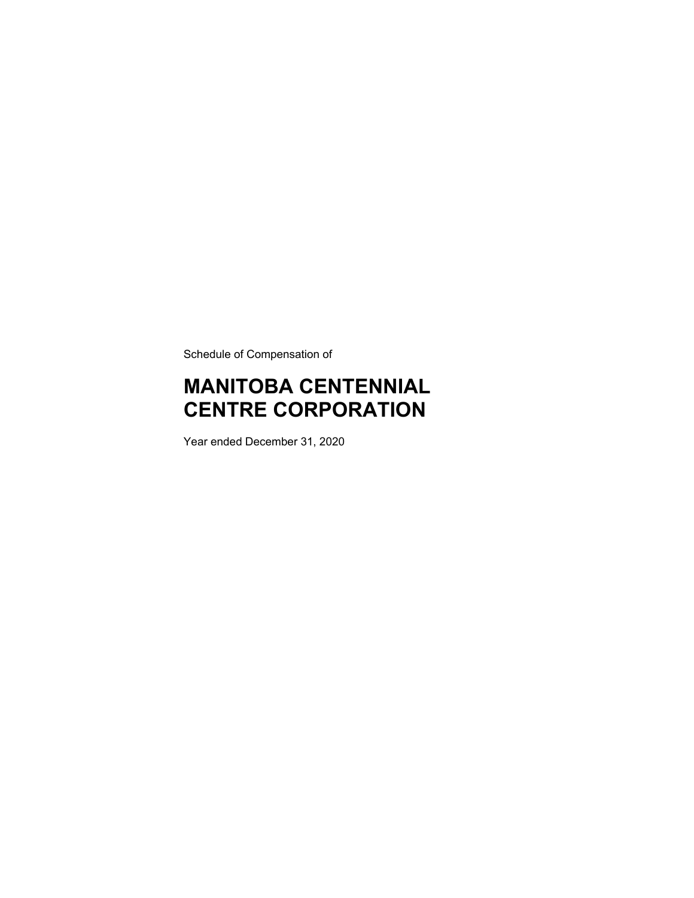Schedule of Compensation of

# MANITOBA CENTENNIAL CENTRE CORPORATION

Year ended December 31, 2020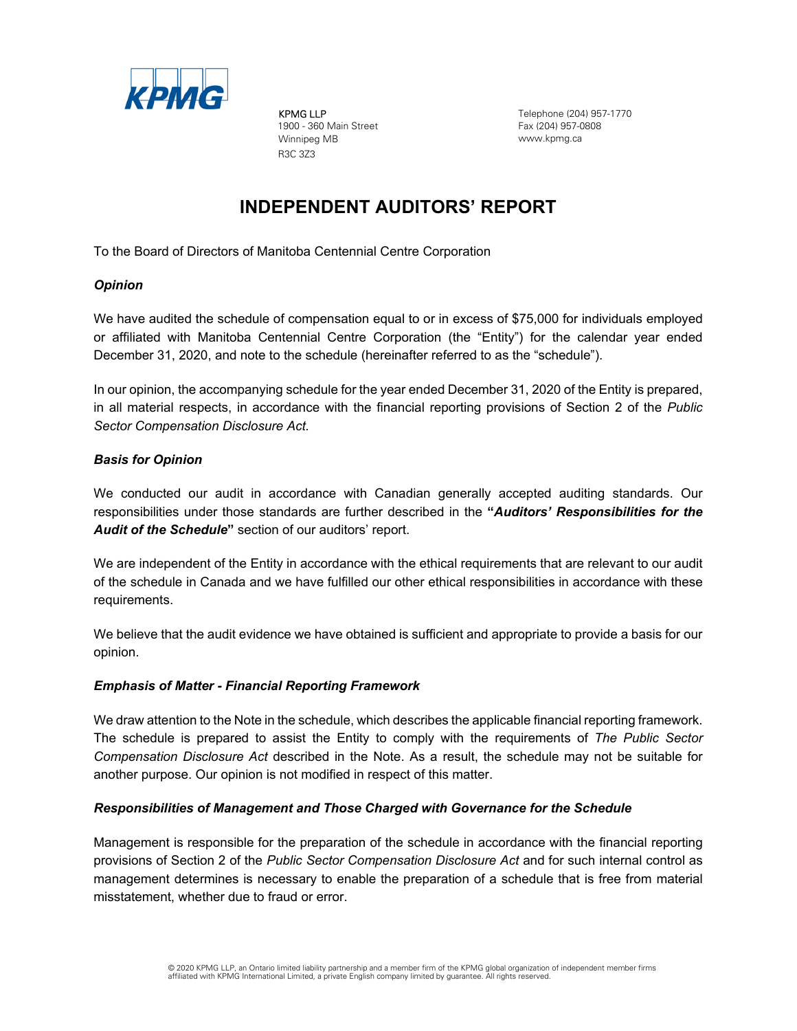KPMG LLP
1900 - 360 Main Street
Winnipeg MB
R3C 3Z3

Telephone (204) 957-1770
Fax (204) 957-0808
www.kpmg.ca

# INDEPENDENT AUDITORS' REPORT

To the Board of Directors of Manitoba Centennial Centre Corporation

### *Opinion*

We have audited the schedule of compensation equal to or in excess of $75,000 for individuals employed or affiliated with Manitoba Centennial Centre Corporation (the "Entity") for the calendar year ended December 31, 2020, and note to the schedule (hereinafter referred to as the "schedule").

In our opinion, the accompanying schedule for the year ended December 31, 2020 of the Entity is prepared, in all material respects, in accordance with the financial reporting provisions of Section 2 of the *Public Sector Compensation Disclosure Act.*

### *Basis for Opinion*

We conducted our audit in accordance with Canadian generally accepted auditing standards. Our responsibilities under those standards are further described in the **"*Auditors' Responsibilities for the Audit of the Schedule*"** section of our auditors' report.

We are independent of the Entity in accordance with the ethical requirements that are relevant to our audit of the schedule in Canada and we have fulfilled our other ethical responsibilities in accordance with these requirements.

We believe that the audit evidence we have obtained is sufficient and appropriate to provide a basis for our opinion.

### *Emphasis of Matter - Financial Reporting Framework*

We draw attention to the Note in the schedule, which describes the applicable financial reporting framework. The schedule is prepared to assist the Entity to comply with the requirements of *The Public Sector Compensation Disclosure Act* described in the Note. As a result, the schedule may not be suitable for another purpose. Our opinion is not modified in respect of this matter.

### *Responsibilities of Management and Those Charged with Governance for the Schedule*

Management is responsible for the preparation of the schedule in accordance with the financial reporting provisions of Section 2 of the *Public Sector Compensation Disclosure Act* and for such internal control as management determines is necessary to enable the preparation of a schedule that is free from material misstatement, whether due to fraud or error.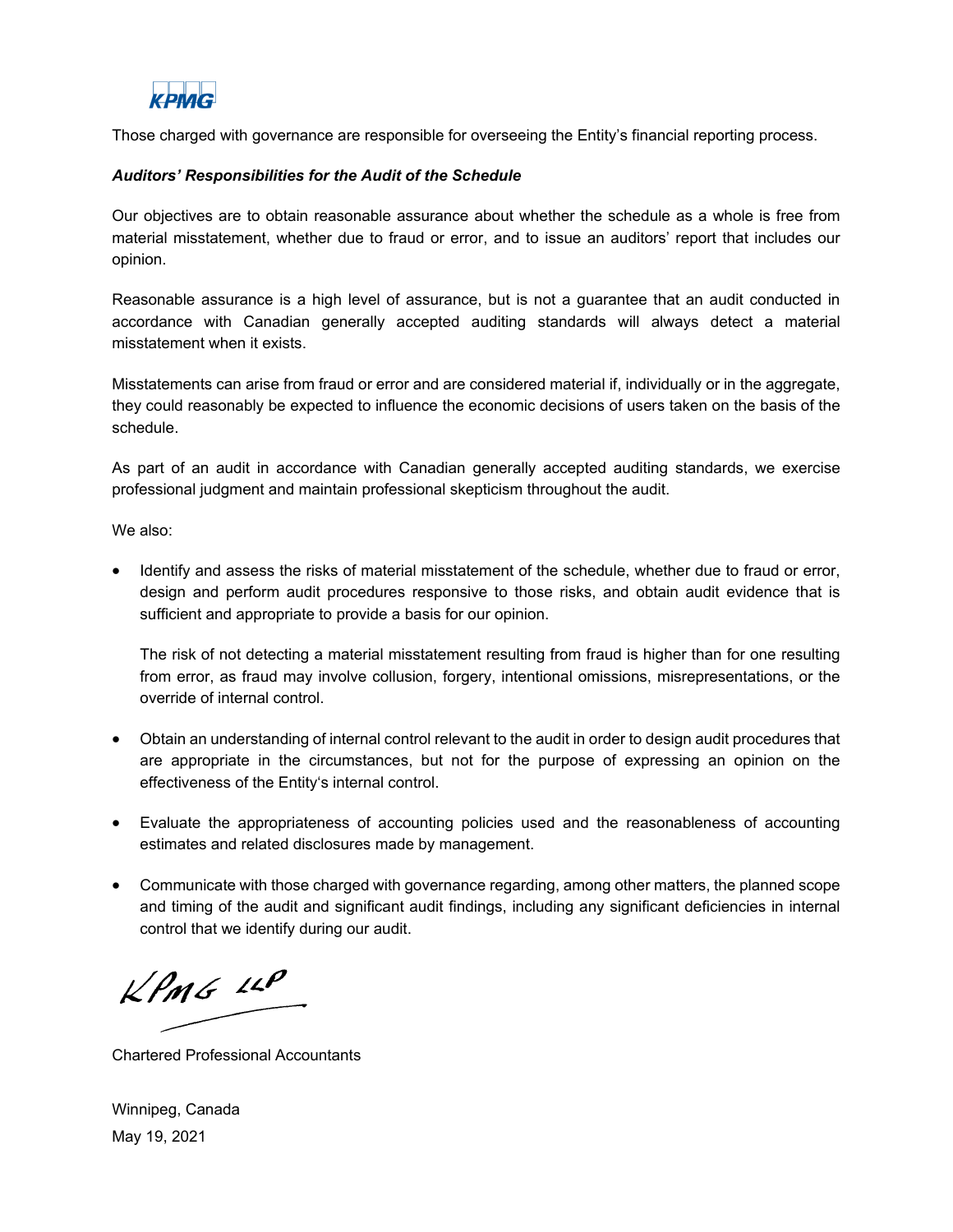Those charged with governance are responsible for overseeing the Entity's financial reporting process.

***Auditors' Responsibilities for the Audit of the Schedule***

Our objectives are to obtain reasonable assurance about whether the schedule as a whole is free from material misstatement, whether due to fraud or error, and to issue an auditors' report that includes our opinion.

Reasonable assurance is a high level of assurance, but is not a guarantee that an audit conducted in accordance with Canadian generally accepted auditing standards will always detect a material misstatement when it exists.

Misstatements can arise from fraud or error and are considered material if, individually or in the aggregate, they could reasonably be expected to influence the economic decisions of users taken on the basis of the schedule.

As part of an audit in accordance with Canadian generally accepted auditing standards, we exercise professional judgment and maintain professional skepticism throughout the audit.

We also:

- Identify and assess the risks of material misstatement of the schedule, whether due to fraud or error, design and perform audit procedures responsive to those risks, and obtain audit evidence that is sufficient and appropriate to provide a basis for our opinion.

  The risk of not detecting a material misstatement resulting from fraud is higher than for one resulting from error, as fraud may involve collusion, forgery, intentional omissions, misrepresentations, or the override of internal control.

- Obtain an understanding of internal control relevant to the audit in order to design audit procedures that are appropriate in the circumstances, but not for the purpose of expressing an opinion on the effectiveness of the Entity's internal control.

- Evaluate the appropriateness of accounting policies used and the reasonableness of accounting estimates and related disclosures made by management.

- Communicate with those charged with governance regarding, among other matters, the planned scope and timing of the audit and significant audit findings, including any significant deficiencies in internal control that we identify during our audit.

KPMG LLP

Chartered Professional Accountants

Winnipeg, Canada

May 19, 2021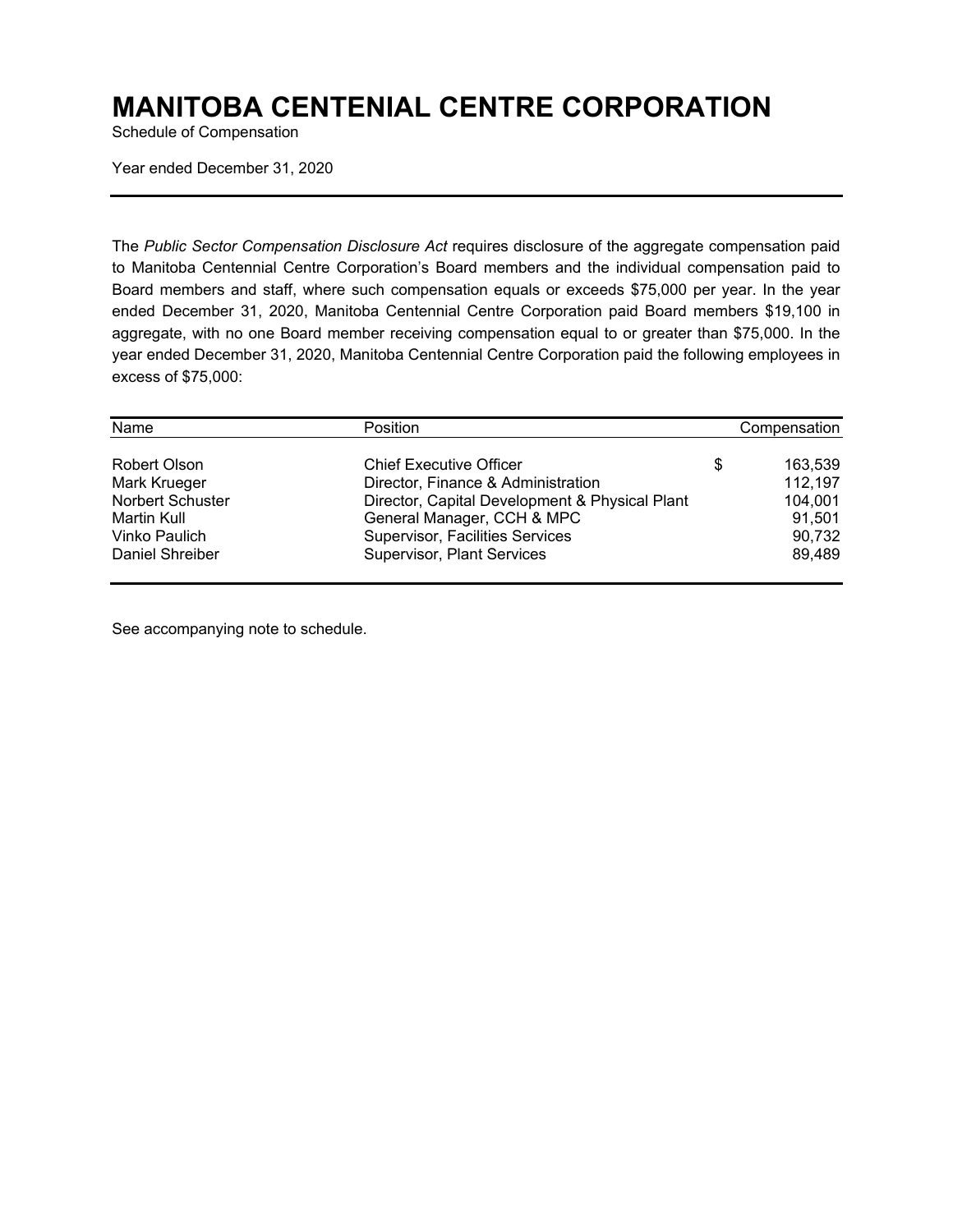# MANITOBA CENTENIAL CENTRE CORPORATION

Schedule of Compensation

Year ended December 31, 2020

The *Public Sector Compensation Disclosure Act* requires disclosure of the aggregate compensation paid to Manitoba Centennial Centre Corporation's Board members and the individual compensation paid to Board members and staff, where such compensation equals or exceeds $75,000 per year. In the year ended December 31, 2020, Manitoba Centennial Centre Corporation paid Board members $19,100 in aggregate, with no one Board member receiving compensation equal to or greater than $75,000. In the year ended December 31, 2020, Manitoba Centennial Centre Corporation paid the following employees in excess of $75,000:

| Name | Position | Compensation |
|---|---|---|
| Robert Olson | Chief Executive Officer | $ 163,539 |
| Mark Krueger | Director, Finance & Administration | 112,197 |
| Norbert Schuster | Director, Capital Development & Physical Plant | 104,001 |
| Martin Kull | General Manager, CCH & MPC | 91,501 |
| Vinko Paulich | Supervisor, Facilities Services | 90,732 |
| Daniel Shreiber | Supervisor, Plant Services | 89,489 |

See accompanying note to schedule.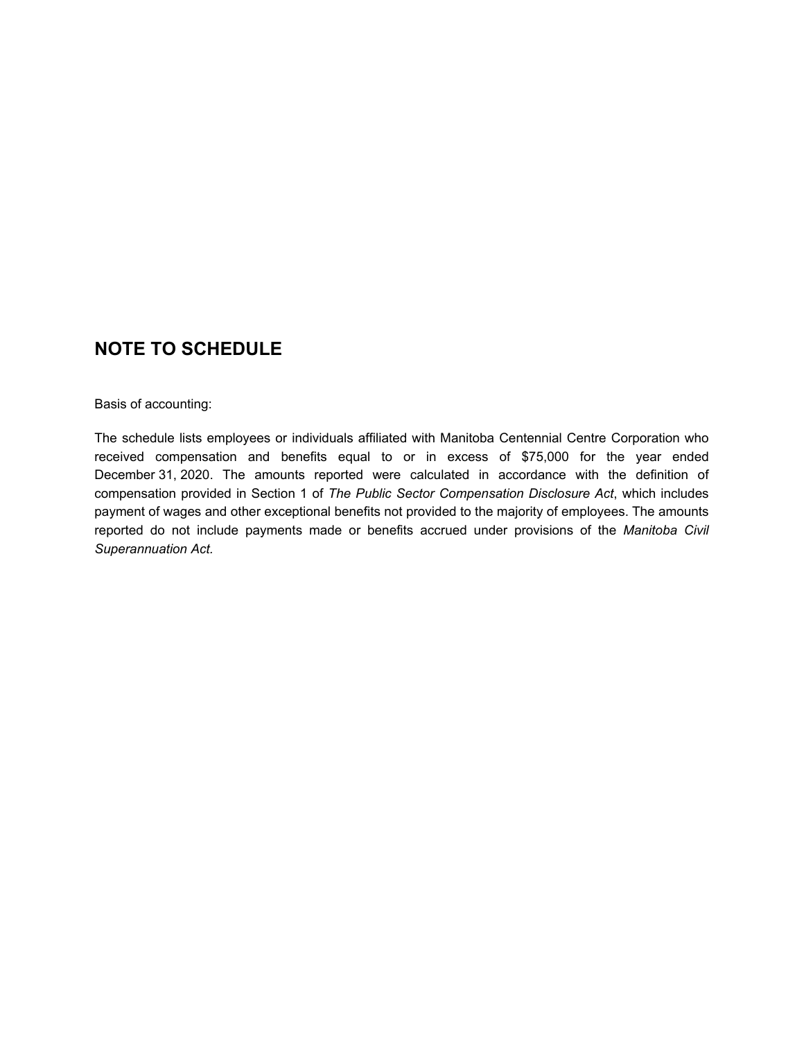## NOTE TO SCHEDULE

Basis of accounting:

The schedule lists employees or individuals affiliated with Manitoba Centennial Centre Corporation who received compensation and benefits equal to or in excess of $75,000 for the year ended December 31, 2020. The amounts reported were calculated in accordance with the definition of compensation provided in Section 1 of *The Public Sector Compensation Disclosure Act*, which includes payment of wages and other exceptional benefits not provided to the majority of employees. The amounts reported do not include payments made or benefits accrued under provisions of the *Manitoba Civil Superannuation Act.*